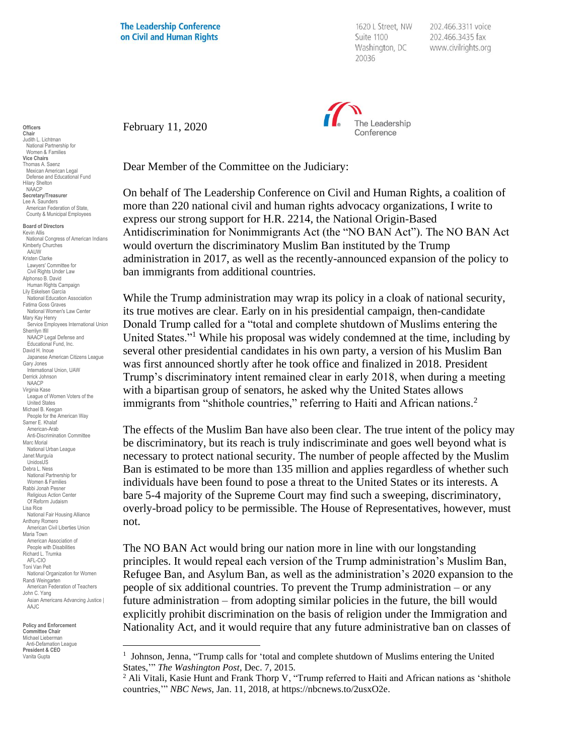**The Leadership Conference on Civil and Human Rights**

1620 L Street, NW
Suite 1100
Washington, DC
20036

202.466.3311 voice
202.466.3435 fax
www.civilrights.org

**Officers**
**Chair**
Judith L. Lichtman
National Partnership for Women & Families
**Vice Chairs**
Thomas A. Saenz
Mexican American Legal Defense and Educational Fund
Hilary Shelton
NAACP
**Secretary/Treasurer**
Lee A. Saunders
American Federation of State, County & Municipal Employees

**Board of Directors**
Kevin Allis
National Congress of American Indians
Kimberly Churches
AAUW
Kristen Clarke
Lawyers' Committee for Civil Rights Under Law
Alphonso B. David
Human Rights Campaign
Lily Eskelsen García
National Education Association
Fatima Goss Graves
National Women's Law Center
Mary Kay Henry
Service Employees International Union
Sherrilyn Ifill
NAACP Legal Defense and Educational Fund, Inc.
David H. Inoue
Japanese American Citizens League
Gary Jones
International Union, UAW
Derrick Johnson
NAACP
Virginia Kase
League of Women Voters of the United States
Michael B. Keegan
People for the American Way
Samer E. Khalaf
American-Arab Anti-Discrimination Committee
Marc Morial
National Urban League
Janet Murguía
UnidosUS
Debra L. Ness
National Partnership for Women & Families
Rabbi Jonah Pesner
Religious Action Center Of Reform Judaism
Lisa Rice
National Fair Housing Alliance
Anthony Romero
American Civil Liberties Union
Maria Town
American Association of People with Disabilities
Richard L. Trumka
AFL-CIO
Toni Van Pelt
National Organization for Women
Randi Weingarten
American Federation of Teachers
John C. Yang
Asian Americans Advancing Justice | AAJC

**Policy and Enforcement Committee Chair**
Michael Lieberman
Anti-Defamation League
**President & CEO**
Vanita Gupta

February 11, 2020

The Leadership Conference

Dear Member of the Committee on the Judiciary:

On behalf of The Leadership Conference on Civil and Human Rights, a coalition of more than 220 national civil and human rights advocacy organizations, I write to express our strong support for H.R. 2214, the National Origin-Based Antidiscrimination for Nonimmigrants Act (the "NO BAN Act"). The NO BAN Act would overturn the discriminatory Muslim Ban instituted by the Trump administration in 2017, as well as the recently-announced expansion of the policy to ban immigrants from additional countries.

While the Trump administration may wrap its policy in a cloak of national security, its true motives are clear. Early on in his presidential campaign, then-candidate Donald Trump called for a "total and complete shutdown of Muslims entering the United States."[1] While his proposal was widely condemned at the time, including by several other presidential candidates in his own party, a version of his Muslim Ban was first announced shortly after he took office and finalized in 2018. President Trump's discriminatory intent remained clear in early 2018, when during a meeting with a bipartisan group of senators, he asked why the United States allows immigrants from "shithole countries," referring to Haiti and African nations.[2]

The effects of the Muslim Ban have also been clear. The true intent of the policy may be discriminatory, but its reach is truly indiscriminate and goes well beyond what is necessary to protect national security. The number of people affected by the Muslim Ban is estimated to be more than 135 million and applies regardless of whether such individuals have been found to pose a threat to the United States or its interests. A bare 5-4 majority of the Supreme Court may find such a sweeping, discriminatory, overly-broad policy to be permissible. The House of Representatives, however, must not.

The NO BAN Act would bring our nation more in line with our longstanding principles. It would repeal each version of the Trump administration's Muslim Ban, Refugee Ban, and Asylum Ban, as well as the administration's 2020 expansion to the people of six additional countries. To prevent the Trump administration – or any future administration – from adopting similar policies in the future, the bill would explicitly prohibit discrimination on the basis of religion under the Immigration and Nationality Act, and it would require that any future administrative ban on classes of

---

[1] Johnson, Jenna, "Trump calls for 'total and complete shutdown of Muslims entering the United States,'" *The Washington Post*, Dec. 7, 2015.

[2] Ali Vitali, Kasie Hunt and Frank Thorp V, "Trump referred to Haiti and African nations as 'shithole countries,'" *NBC News*, Jan. 11, 2018, at https://nbcnews.to/2usxO2e.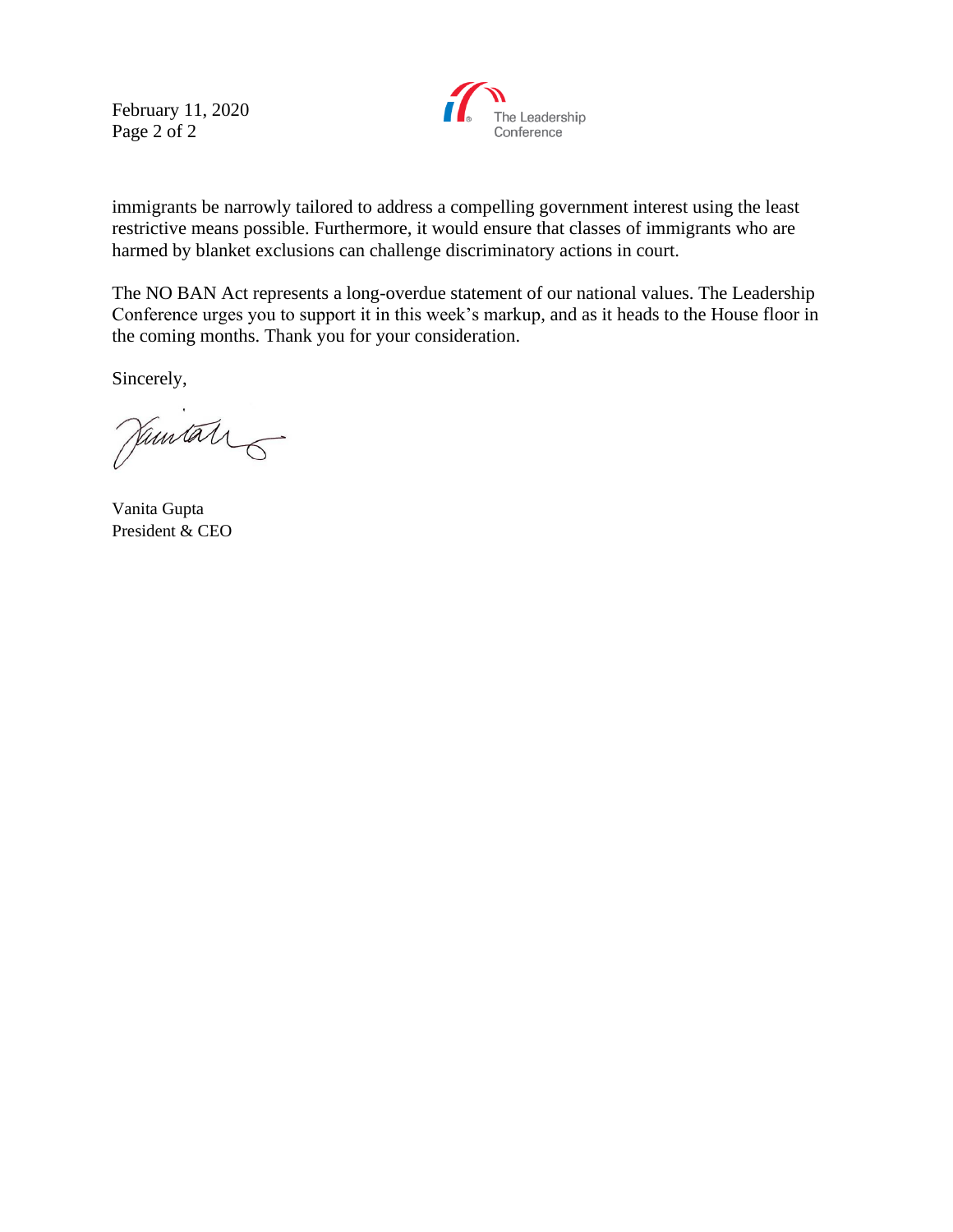immigrants be narrowly tailored to address a compelling government interest using the least restrictive means possible. Furthermore, it would ensure that classes of immigrants who are harmed by blanket exclusions can challenge discriminatory actions in court.

The NO BAN Act represents a long-overdue statement of our national values. The Leadership Conference urges you to support it in this week's markup, and as it heads to the House floor in the coming months. Thank you for your consideration.

Sincerely,

Vanita Gupta
President & CEO